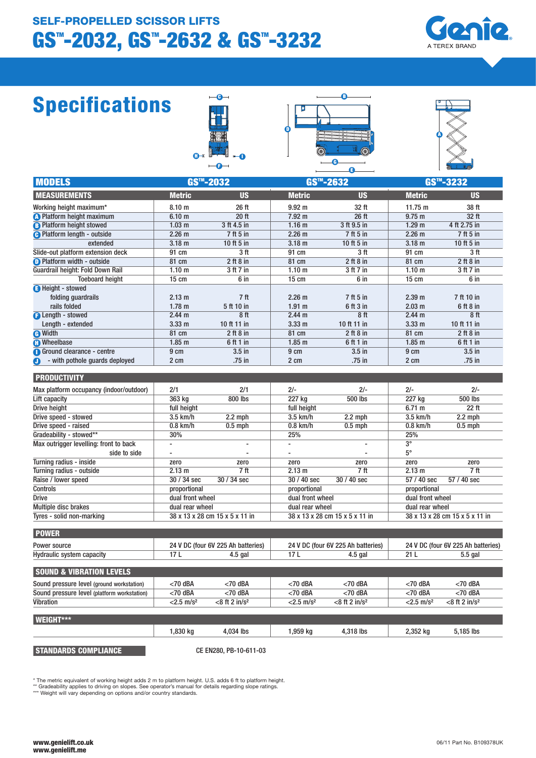## SELF-PROPELLED SCISSOR LIFTS

# GS™-2032, GS™-2632 & GS™-3232

Genie
A TEREX BRAND

# Specifications

| MODELS | GS™-2032 | | GS™-2632 | | GS™-3232 | |
|---|---|---|---|---|---|---|
| **MEASUREMENTS** | **Metric** | **US** | **Metric** | **US** | **Metric** | **US** |
| Working height maximum* | 8.10 m | 26 ft | 9.92 m | 32 ft | 11.75 m | 38 ft |
| A Platform height maximum | 6.10 m | 20 ft | 7.92 m | 26 ft | 9.75 m | 32 ft |
| B Platform height stowed | 1.03 m | 3 ft 4.5 in | 1.16 m | 3 ft 9.5 in | 1.29 m | 4 ft 2.75 in |
| C Platform length - outside | 2.26 m | 7 ft 5 in | 2.26 m | 7 ft 5 in | 2.26 m | 7 ft 5 in |
| extended | 3.18 m | 10 ft 5 in | 3.18 m | 10 ft 5 in | 3.18 m | 10 ft 5 in |
| Slide-out platform extension deck | 91 cm | 3 ft | 91 cm | 3 ft | 91 cm | 3 ft |
| D Platform width - outside | 81 cm | 2 ft 8 in | 81 cm | 2 ft 8 in | 81 cm | 2 ft 8 in |
| Guardrail height: Fold Down Rail | 1.10 m | 3 ft 7 in | 1.10 m | 3 ft 7 in | 1.10 m | 3 ft 7 in |
| Toeboard height | 15 cm | 6 in | 15 cm | 6 in | 15 cm | 6 in |
| E Height - stowed | | | | | | |
| folding guardrails | 2.13 m | 7 ft | 2.26 m | 7 ft 5 in | 2.39 m | 7 ft 10 in |
| rails folded | 1.78 m | 5 ft 10 in | 1.91 m | 6 ft 3 in | 2.03 m | 6 ft 8 in |
| F Length - stowed | 2.44 m | 8 ft | 2.44 m | 8 ft | 2.44 m | 8 ft |
| Length - extended | 3.33 m | 10 ft 11 in | 3.33 m | 10 ft 11 in | 3.33 m | 10 ft 11 in |
| G Width | 81 cm | 2 ft 8 in | 81 cm | 2 ft 8 in | 81 cm | 2 ft 8 in |
| H Wheelbase | 1.85 m | 6 ft 1 in | 1.85 m | 6 ft 1 in | 1.85 m | 6 ft 1 in |
| I Ground clearance - centre | 9 cm | 3.5 in | 9 cm | 3.5 in | 9 cm | 3.5 in |
| J - with pothole guards deployed | 2 cm | .75 in | 2 cm | .75 in | 2 cm | .75 in |
| **PRODUCTIVITY** | | | | | | |
| Max platform occupancy (indoor/outdoor) | 2/1 | 2/1 | 2/- | 2/- | 2/- | 2/- |
| Lift capacity | 363 kg | 800 lbs | 227 kg | 500 lbs | 227 kg | 500 lbs |
| Drive height | full height | | full height | | 6.71 m | 22 ft |
| Drive speed - stowed | 3.5 km/h | 2.2 mph | 3.5 km/h | 2.2 mph | 3.5 km/h | 2.2 mph |
| Drive speed - raised | 0.8 km/h | 0.5 mph | 0.8 km/h | 0.5 mph | 0.8 km/h | 0.5 mph |
| Gradeability - stowed** | 30% | | 25% | | 25% | |
| Max outrigger levelling: front to back | - | - | - | - | 3° | |
| side to side | - | - | - | - | 5° | |
| Turning radius - inside | zero | zero | zero | zero | zero | zero |
| Turning radius - outside | 2.13 m | 7 ft | 2.13 m | 7 ft | 2.13 m | 7 ft |
| Raise / lower speed | 30 / 34 sec | 30 / 34 sec | 30 / 40 sec | 30 / 40 sec | 57 / 40 sec | 57 / 40 sec |
| Controls | proportional | | proportional | | proportional | |
| Drive | dual front wheel | | dual front wheel | | dual front wheel | |
| Multiple disc brakes | dual rear wheel | | dual rear wheel | | dual rear wheel | |
| Tyres - solid non-marking | 38 x 13 x 28 cm | 15 x 5 x 11 in | 38 x 13 x 28 cm | 15 x 5 x 11 in | 38 x 13 x 28 cm | 15 x 5 x 11 in |
| **POWER** | | | | | | |
| Power source | 24 V DC (four 6V 225 Ah batteries) | | 24 V DC (four 6V 225 Ah batteries) | | 24 V DC (four 6V 225 Ah batteries) | |
| Hydraulic system capacity | 17 L | 4.5 gal | 17 L | 4.5 gal | 21 L | 5.5 gal |
| **SOUND & VIBRATION LEVELS** | | | | | | |
| Sound pressure level (ground workstation) | <70 dBA | <70 dBA | <70 dBA | <70 dBA | <70 dBA | <70 dBA |
| Sound pressure level (platform workstation) | <70 dBA | <70 dBA | <70 dBA | <70 dBA | <70 dBA | <70 dBA |
| Vibration | <2.5 m/s² | <8 ft 2 in/s² | <2.5 m/s² | <8 ft 2 in/s² | <2.5 m/s² | <8 ft 2 in/s² |
| **WEIGHT*** ** | | | | | | |
| | 1,830 kg | 4,034 lbs | 1,959 kg | 4,318 lbs | 2,352 kg | 5,185 lbs |

**STANDARDS COMPLIANCE** CE EN280, PB-10-611-03

* The metric equivalent of working height adds 2 m to platform height. U.S. adds 6 ft to platform height.
** Gradeability applies to driving on slopes. See operator's manual for details regarding slope ratings.
*** Weight will vary depending on options and/or country standards.

www.genielift.co.uk
www.genielift.me

06/11 Part No. B109378UK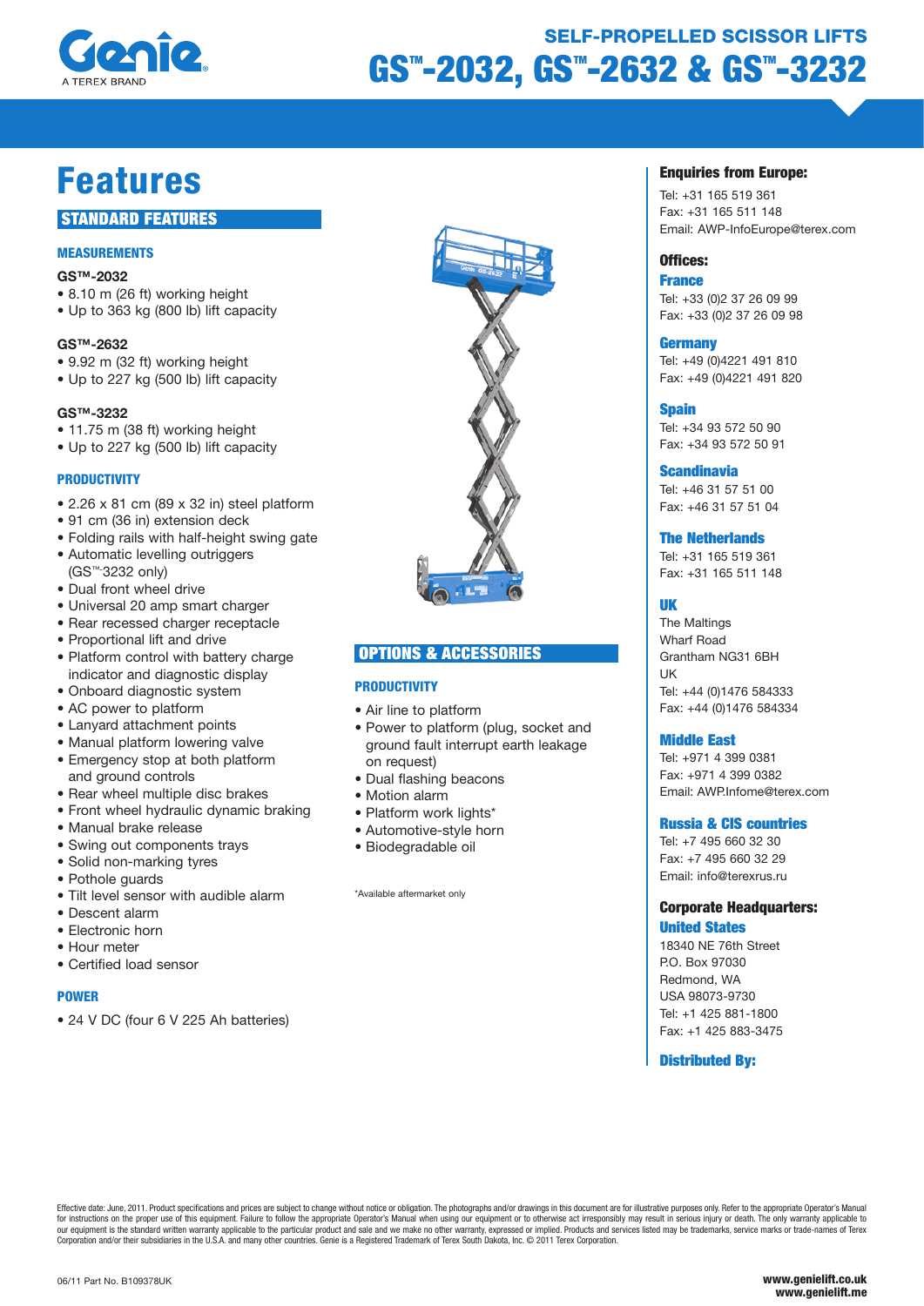# SELF-PROPELLED SCISSOR LIFTS
# GS™-2032, GS™-2632 & GS™-3232

# Features

## STANDARD FEATURES

### MEASUREMENTS

**GS™-2032**
- 8.10 m (26 ft) working height
- Up to 363 kg (800 lb) lift capacity

**GS™-2632**
- 9.92 m (32 ft) working height
- Up to 227 kg (500 lb) lift capacity

**GS™-3232**
- 11.75 m (38 ft) working height
- Up to 227 kg (500 lb) lift capacity

### PRODUCTIVITY

- 2.26 x 81 cm (89 x 32 in) steel platform
- 91 cm (36 in) extension deck
- Folding rails with half-height swing gate
- Automatic levelling outriggers (GS™-3232 only)
- Dual front wheel drive
- Universal 20 amp smart charger
- Rear recessed charger receptacle
- Proportional lift and drive
- Platform control with battery charge indicator and diagnostic display
- Onboard diagnostic system
- AC power to platform
- Lanyard attachment points
- Manual platform lowering valve
- Emergency stop at both platform and ground controls
- Rear wheel multiple disc brakes
- Front wheel hydraulic dynamic braking
- Manual brake release
- Swing out components trays
- Solid non-marking tyres
- Pothole guards
- Tilt level sensor with audible alarm
- Descent alarm
- Electronic horn
- Hour meter
- Certified load sensor

### POWER

- 24 V DC (four 6 V 225 Ah batteries)

## OPTIONS & ACCESSORIES

### PRODUCTIVITY

- Air line to platform
- Power to platform (plug, socket and ground fault interrupt earth leakage on request)
- Dual flashing beacons
- Motion alarm
- Platform work lights*
- Automotive-style horn
- Biodegradable oil

*Available aftermarket only

### Enquiries from Europe:

Tel: +31 165 519 361
Fax: +31 165 511 148
Email: AWP-InfoEurope@terex.com

### Offices:

**France**
Tel: +33 (0)2 37 26 09 99
Fax: +33 (0)2 37 26 09 98

**Germany**
Tel: +49 (0)4221 491 810
Fax: +49 (0)4221 491 820

**Spain**
Tel: +34 93 572 50 90
Fax: +34 93 572 50 91

**Scandinavia**
Tel: +46 31 57 51 00
Fax: +46 31 57 51 04

**The Netherlands**
Tel: +31 165 519 361
Fax: +31 165 511 148

**UK**
The Maltings
Wharf Road
Grantham NG31 6BH
UK
Tel: +44 (0)1476 584333
Fax: +44 (0)1476 584334

**Middle East**
Tel: +971 4 399 0381
Fax: +971 4 399 0382
Email: AWP.Infome@terex.com

**Russia & CIS countries**
Tel: +7 495 660 32 30
Fax: +7 495 660 32 29
Email: info@terexrus.ru

### Corporate Headquarters:

**United States**
18340 NE 76th Street
P.O. Box 97030
Redmond, WA
USA 98073-9730
Tel: +1 425 881-1800
Fax: +1 425 883-3475

**Distributed By:**

Effective date: June, 2011. Product specifications and prices are subject to change without notice or obligation. The photographs and/or drawings in this document are for illustrative purposes only. Refer to the appropriate Operator's Manual for instructions on the proper use of this equipment. Failure to follow the appropriate Operator's Manual when using our equipment or to otherwise act irresponsibly may result in serious injury or death. The only warranty applicable to our equipment is the standard written warranty applicable to the particular product and sale and we make no other warranty, expressed or implied. Products and services listed may be trademarks, service marks or trade-names of Terex Corporation and/or their subsidiaries in the U.S.A. and many other countries. Genie is a Registered Trademark of Terex South Dakota, Inc. © 2011 Terex Corporation.

06/11 Part No. B109378UK

www.genielift.co.uk
www.genielift.me